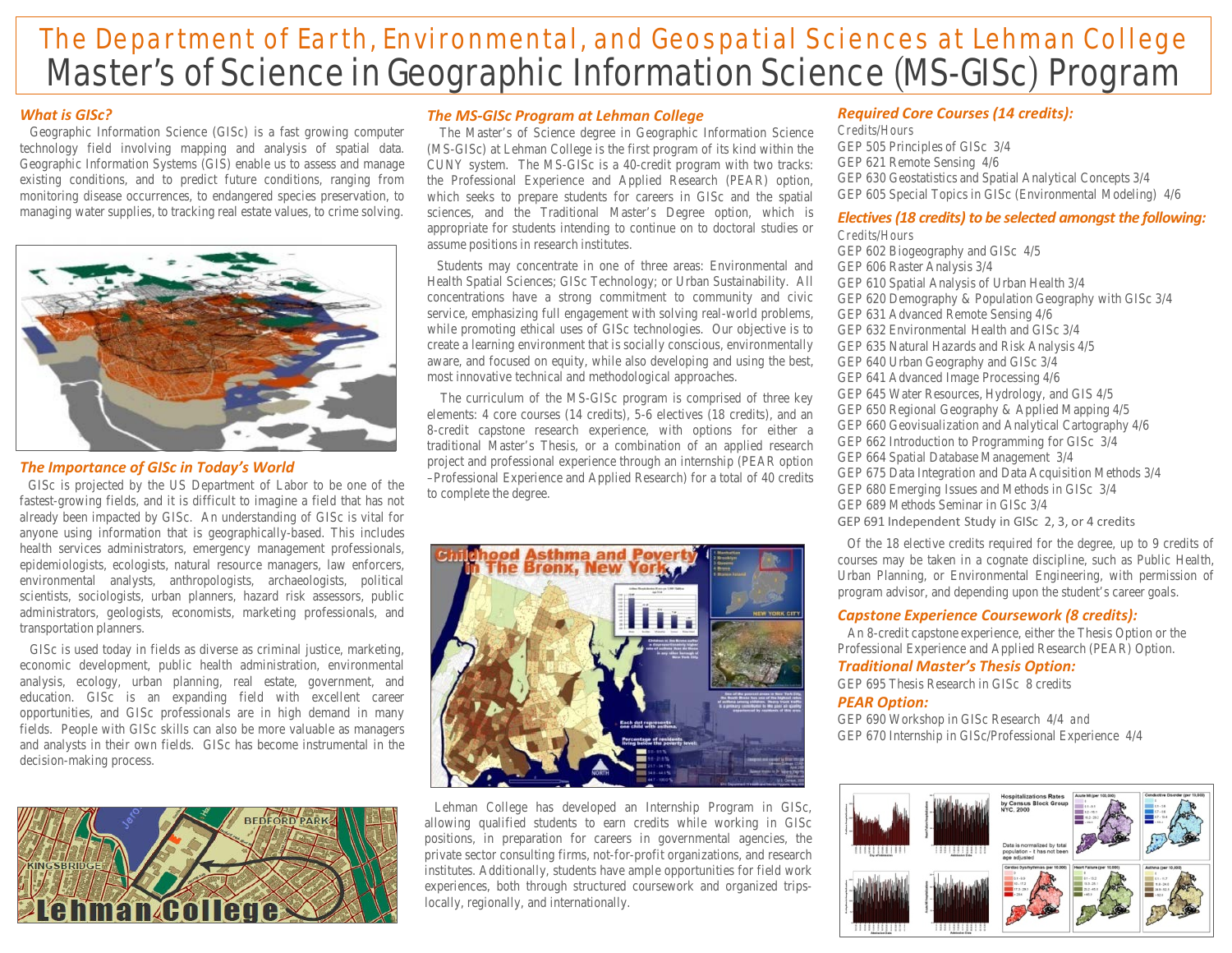# The Department of Earth, Environmental, and Geospatial Sciences at Lehman College

# Master's of Science in Geographic Information Science (MS-GISc) Program

### *What is GISc?*

Geographic Information Science (GISc) is a fast growing computer technology field involving mapping and analysis of spatial data. Geographic Information Systems (GIS) enable us to assess and manage existing conditions, and to predict future conditions, ranging from monitoring disease occurrences, to endangered species preservation, to managing water supplies, to tracking real estate values, to crime solving.

### *The Importance of GISc in Today's World*

GISc is projected by the US Department of Labor to be one of the fastest-growing fields, and it is difficult to imagine a field that has not already been impacted by GISc. An understanding of GISc is vital for anyone using information that is geographically-based. This includes health services administrators, emergency management professionals, epidemiologists, ecologists, natural resource managers, law enforcers, environmental analysts, anthropologists, archaeologists, political scientists, sociologists, urban planners, hazard risk assessors, public administrators, geologists, economists, marketing professionals, and transportation planners.

GISc is used today in fields as diverse as criminal justice, marketing, economic development, public health administration, environmental analysis, ecology, urban planning, real estate, government, and education. GISc is an expanding field with excellent career opportunities, and GISc professionals are in high demand in many fields. People with GISc skills can also be more valuable as managers and analysts in their own fields. GISc has become instrumental in the decision-making process.

### *The MS-GISc Program at Lehman College*

The Master's of Science degree in Geographic Information Science (MS-GISc) at Lehman College is the first program of its kind within the CUNY system. The MS-GISc is a 40-credit program with two tracks: the Professional Experience and Applied Research (PEAR) option, which seeks to prepare students for careers in GISc and the spatial sciences, and the Traditional Master's Degree option, which is appropriate for students intending to continue on to doctoral studies or assume positions in research institutes.

Students may concentrate in one of three areas: Environmental and Health Spatial Sciences; GISc Technology; or Urban Sustainability. All concentrations have a strong commitment to community and civic service, emphasizing full engagement with solving real-world problems, while promoting ethical uses of GISc technologies. Our objective is to create a learning environment that is socially conscious, environmentally aware, and focused on equity, while also developing and using the best, most innovative technical and methodological approaches.

The curriculum of the MS-GISc program is comprised of three key elements: 4 core courses (14 credits), 5-6 electives (18 credits), and an 8-credit capstone research experience, with options for either a traditional Master's Thesis, or a combination of an applied research project and professional experience through an internship (PEAR option –Professional Experience and Applied Research) for a total of 40 credits to complete the degree.

Lehman College has developed an Internship Program in GISc, allowing qualified students to earn credits while working in GISc positions, in preparation for careers in governmental agencies, the private sector consulting firms, not-for-profit organizations, and research institutes. Additionally, students have ample opportunities for field work experiences, both through structured coursework and organized trips- locally, regionally, and internationally.

### *Required Core Courses (14 credits):*

Credits/Hours

- GEP 505 Principles of GISc 3/4
- GEP 621 Remote Sensing 4/6
- GEP 630 Geostatistics and Spatial Analytical Concepts 3/4
- GEP 605 Special Topics in GISc (Environmental Modeling) 4/6

### *Electives (18 credits) to be selected amongst the following:*

Credits/Hours

- GEP 602 Biogeography and GISc 4/5
- GEP 606 Raster Analysis 3/4
- GEP 610 Spatial Analysis of Urban Health 3/4
- GEP 620 Demography & Population Geography with GISc 3/4
- GEP 631 Advanced Remote Sensing 4/6
- GEP 632 Environmental Health and GISc 3/4
- GEP 635 Natural Hazards and Risk Analysis 4/5
- GEP 640 Urban Geography and GISc 3/4
- GEP 641 Advanced Image Processing 4/6
- GEP 645 Water Resources, Hydrology, and GIS 4/5
- GEP 650 Regional Geography & Applied Mapping 4/5
- GEP 660 Geovisualization and Analytical Cartography 4/6
- GEP 662 Introduction to Programming for GISc 3/4
- GEP 664 Spatial Database Management 3/4
- GEP 675 Data Integration and Data Acquisition Methods 3/4
- GEP 680 Emerging Issues and Methods in GISc 3/4
- GEP 689 Methods Seminar in GISc 3/4
- GEP 691 Independent Study in GISc 2, 3, or 4 credits

Of the 18 elective credits required for the degree, up to 9 credits of courses may be taken in a cognate discipline, such as Public Health, Urban Planning, or Environmental Engineering, with permission of program advisor, and depending upon the student's career goals.

### *Capstone Experience Coursework (8 credits):*

An 8-credit capstone experience, either the Thesis Option or the Professional Experience and Applied Research (PEAR) Option.

### *Traditional Master's Thesis Option:*

GEP 695 Thesis Research in GISc 8 credits

### *PEAR Option:*

GEP 690 Workshop in GISc Research 4/4 *and*
GEP 670 Internship in GISc/Professional Experience 4/4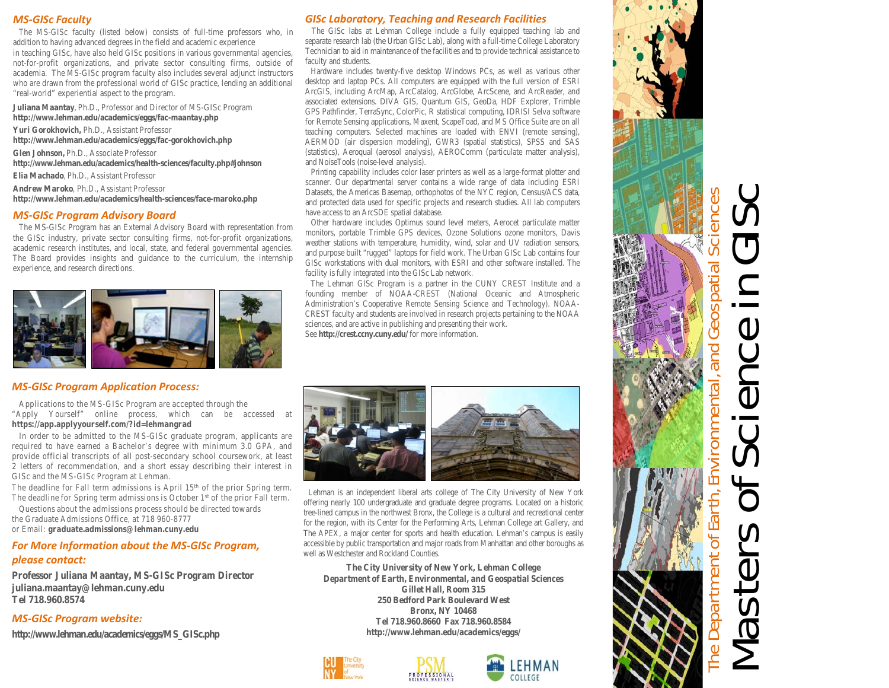## *MS-GISc Faculty*

The MS-GISc faculty (listed below) consists of full-time professors who, in addition to having advanced degrees in the field and academic experience in teaching GISc, have also held GISc positions in various governmental agencies, not-for-profit organizations, and private sector consulting firms, outside of academia. The MS-GISc program faculty also includes several adjunct instructors who are drawn from the professional world of GISc practice, lending an additional "real-world" experiential aspect to the program.

**Juliana Maantay**, Ph.D., Professor and Director of MS-GISc Program
**http://www.lehman.edu/academics/eggs/fac-maantay.php**

**Yuri Gorokhovich,** Ph.D., Assistant Professor
**http://www.lehman.edu/academics/eggs/fac-gorokhovich.php**

**Glen Johnson,** Ph.D., Associate Professor
**http://www.lehman.edu/academics/health-sciences/faculty.php#johnson**

**Elia Machado**, Ph.D., Assistant Professor

**Andrew Maroko**, Ph.D., Assistant Professor
**http://www.lehman.edu/academics/health-sciences/face-maroko.php**

## *MS-GISc Program Advisory Board*

The MS-GISc Program has an External Advisory Board with representation from the GISc industry, private sector consulting firms, not-for-profit organizations, academic research institutes, and local, state, and federal governmental agencies. The Board provides insights and guidance to the curriculum, the internship experience, and research directions.

## *MS-GISc Program Application Process:*

Applications to the MS-GISc Program are accepted through the "Apply Yourself" online process, which can be accessed at **https://app.applyyourself.com/?id=lehmangrad**

In order to be admitted to the MS-GISc graduate program, applicants are required to have earned a Bachelor's degree with minimum 3.0 GPA, and provide official transcripts of all post-secondary school coursework, at least 2 letters of recommendation, and a short essay describing their interest in GISc and the MS-GISc Program at Lehman.

The deadline for Fall term admissions is April 15th of the prior Spring term. The deadline for Spring term admissions is October 1st of the prior Fall term.

Questions about the admissions process should be directed towards the Graduate Admissions Office, at 718 960-8777
or Email: **graduate.admissions@lehman.cuny.edu**

## *For More Information about the MS-GISc Program, please contact:*

**Professor Juliana Maantay, MS-GISc Program Director**
**juliana.maantay@lehman.cuny.edu**
**Tel 718.960.8574**

## *MS-GISc Program website:*

**http://www.lehman.edu/academics/eggs/MS_GISc.php**

## *GISc Laboratory, Teaching and Research Facilities*

The GISc labs at Lehman College include a fully equipped teaching lab and separate research lab (the Urban GISc Lab), along with a full-time College Laboratory Technician to aid in maintenance of the facilities and to provide technical assistance to faculty and students.

Hardware includes twenty-five desktop Windows PCs, as well as various other desktop and laptop PCs. All computers are equipped with the full version of ESRI ArcGIS, including ArcMap, ArcCatalog, ArcGlobe, ArcScene, and ArcReader, and associated extensions. DIVA GIS, Quantum GIS, GeoDa, HDF Explorer, Trimble GPS Pathfinder, TerraSync, ColorPic, R statistical computing, IDRISI Selva software for Remote Sensing applications, Maxent, ScapeToad, and MS Office Suite are on all teaching computers. Selected machines are loaded with ENVI (remote sensing), AERMOD (air dispersion modeling), GWR3 (spatial statistics), SPSS and SAS (statistics), Aeroqual (aerosol analysis), AEROComm (particulate matter analysis), and NoiseTools (noise-level analysis).

Printing capability includes color laser printers as well as a large-format plotter and scanner. Our departmental server contains a wide range of data including ESRI Datasets, the Americas Basemap, orthophotos of the NYC region, Census/ACS data, and protected data used for specific projects and research studies. All lab computers have access to an ArcSDE spatial database.

Other hardware includes Optimus sound level meters, Aerocet particulate matter monitors, portable Trimble GPS devices, Ozone Solutions ozone monitors, Davis weather stations with temperature, humidity, wind, solar and UV radiation sensors, and purpose built "rugged" laptops for field work. The Urban GISc Lab contains four GISc workstations with dual monitors, with ESRI and other software installed. The facility is fully integrated into the GISc Lab network.

The Lehman GISc Program is a partner in the CUNY CREST Institute and a founding member of NOAA-CREST (National Oceanic and Atmospheric Administration's Cooperative Remote Sensing Science and Technology). NOAA-CREST faculty and students are involved in research projects pertaining to the NOAA sciences, and are active in publishing and presenting their work.
See **http://crest.ccny.cuny.edu/** for more information.

Lehman is an independent liberal arts college of The City University of New York offering nearly 100 undergraduate and graduate degree programs. Located on a historic tree-lined campus in the northwest Bronx, the College is a cultural and recreational center for the region, with its Center for the Performing Arts, Lehman College art Gallery, and The APEX, a major center for sports and health education. Lehman's campus is easily accessible by public transportation and major roads from Manhattan and other boroughs as well as Westchester and Rockland Counties.

**The City University of New York, Lehman College**
**Department of Earth, Environmental, and Geospatial Sciences**
**Gillet Hall, Room 315**
**250 Bedford Park Boulevard West**
**Bronx, NY 10468**
**Tel 718.960.8660 Fax 718.960.8584**
**http://www.lehman.edu/academics/eggs/**

The City University of New York

PSM PROFESSIONAL SCIENCE MASTER'S

LEHMAN COLLEGE

The Department of Earth, Environmental, and Geospatial Sciences

# Masters of Science in GISc